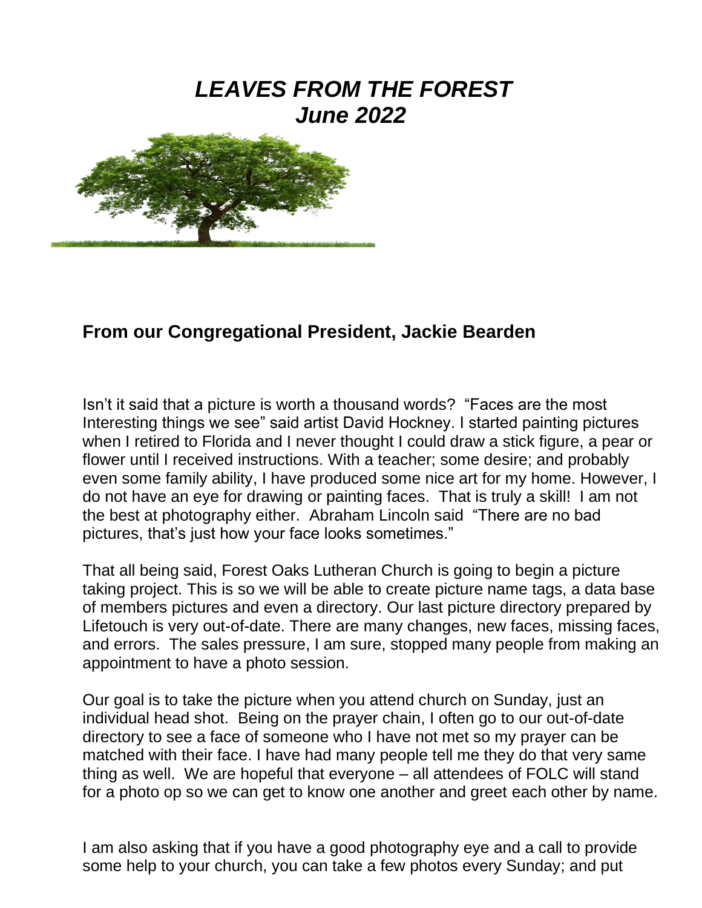# *LEAVES FROM THE FOREST*
# *June 2022*

## From our Congregational President, Jackie Bearden

Isn't it said that a picture is worth a thousand words? "Faces are the most Interesting things we see" said artist David Hockney. I started painting pictures when I retired to Florida and I never thought I could draw a stick figure, a pear or flower until I received instructions. With a teacher; some desire; and probably even some family ability, I have produced some nice art for my home. However, I do not have an eye for drawing or painting faces. That is truly a skill! I am not the best at photography either. Abraham Lincoln said "There are no bad pictures, that's just how your face looks sometimes."

That all being said, Forest Oaks Lutheran Church is going to begin a picture taking project. This is so we will be able to create picture name tags, a data base of members pictures and even a directory. Our last picture directory prepared by Lifetouch is very out-of-date. There are many changes, new faces, missing faces, and errors. The sales pressure, I am sure, stopped many people from making an appointment to have a photo session.

Our goal is to take the picture when you attend church on Sunday, just an individual head shot. Being on the prayer chain, I often go to our out-of-date directory to see a face of someone who I have not met so my prayer can be matched with their face. I have had many people tell me they do that very same thing as well. We are hopeful that everyone – all attendees of FOLC will stand for a photo op so we can get to know one another and greet each other by name.

I am also asking that if you have a good photography eye and a call to provide some help to your church, you can take a few photos every Sunday; and put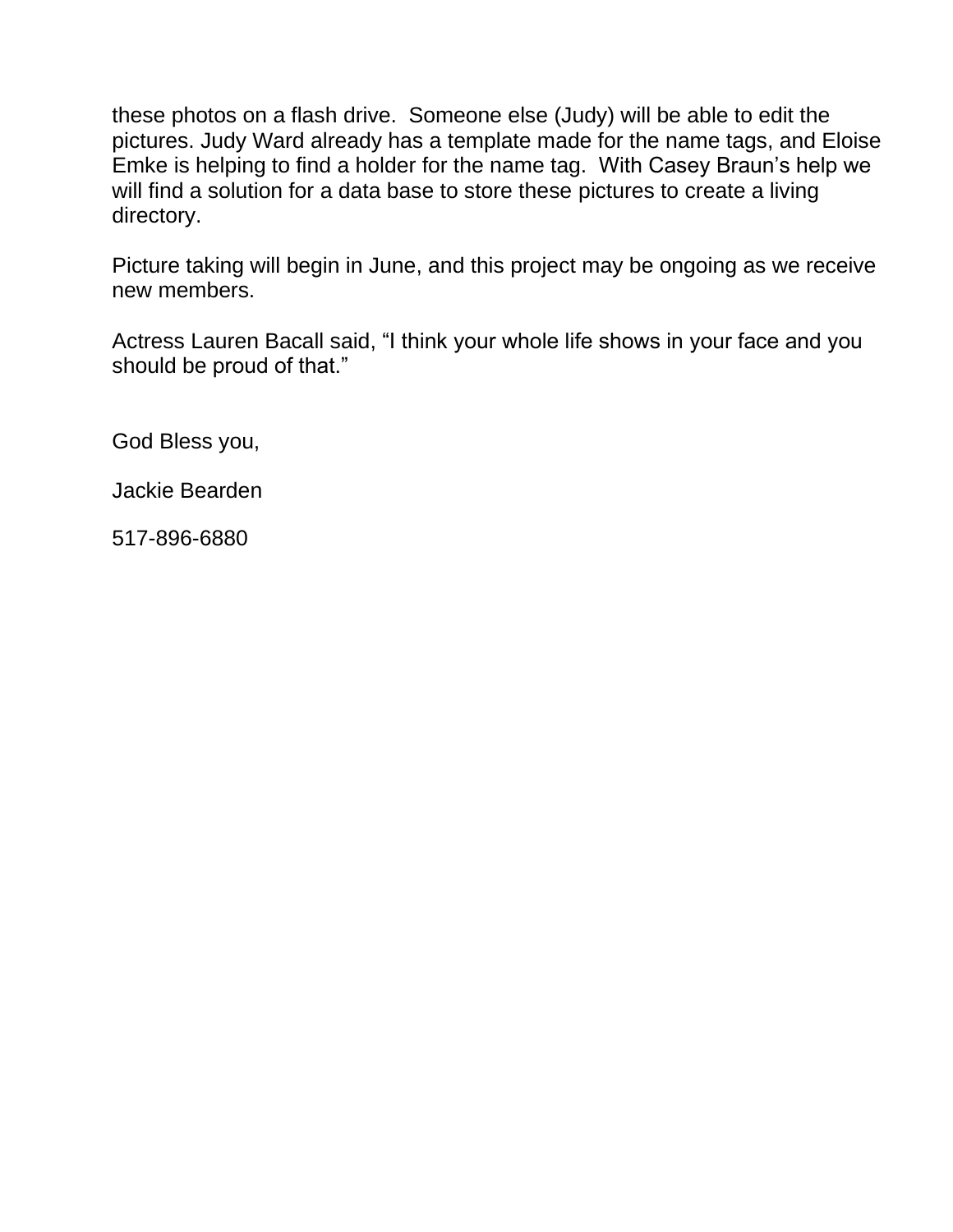these photos on a flash drive.  Someone else (Judy) will be able to edit the pictures. Judy Ward already has a template made for the name tags, and Eloise Emke is helping to find a holder for the name tag.  With Casey Braun's help we will find a solution for a data base to store these pictures to create a living directory.

Picture taking will begin in June, and this project may be ongoing as we receive new members.

Actress Lauren Bacall said, "I think your whole life shows in your face and you should be proud of that."

God Bless you,

Jackie Bearden

517-896-6880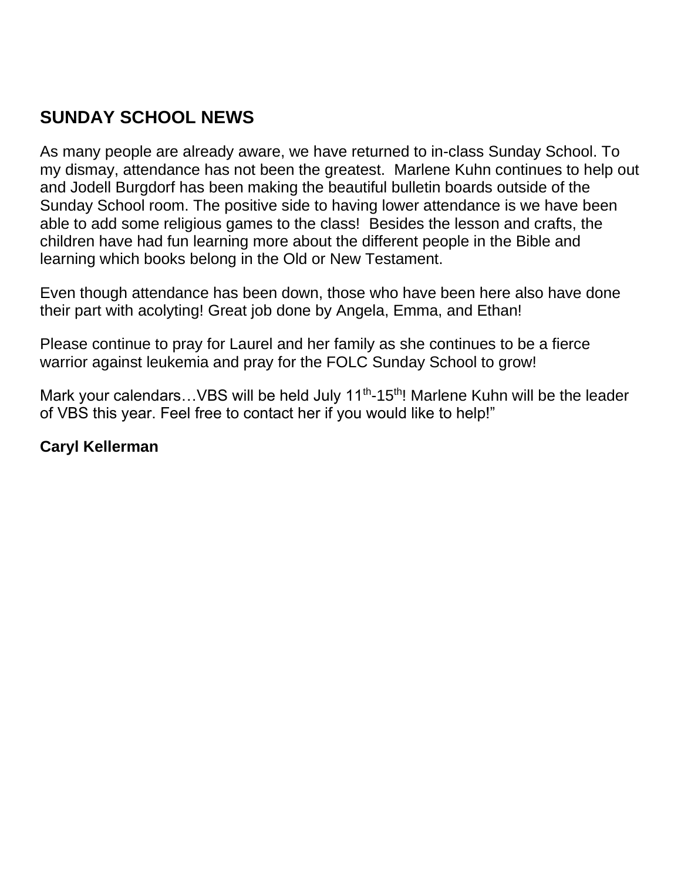## SUNDAY SCHOOL NEWS

As many people are already aware, we have returned to in-class Sunday School. To my dismay, attendance has not been the greatest. Marlene Kuhn continues to help out and Jodell Burgdorf has been making the beautiful bulletin boards outside of the Sunday School room. The positive side to having lower attendance is we have been able to add some religious games to the class! Besides the lesson and crafts, the children have had fun learning more about the different people in the Bible and learning which books belong in the Old or New Testament.

Even though attendance has been down, those who have been here also have done their part with acolyting! Great job done by Angela, Emma, and Ethan!

Please continue to pray for Laurel and her family as she continues to be a fierce warrior against leukemia and pray for the FOLC Sunday School to grow!

Mark your calendars…VBS will be held July 11th-15th! Marlene Kuhn will be the leader of VBS this year. Feel free to contact her if you would like to help!"

**Caryl Kellerman**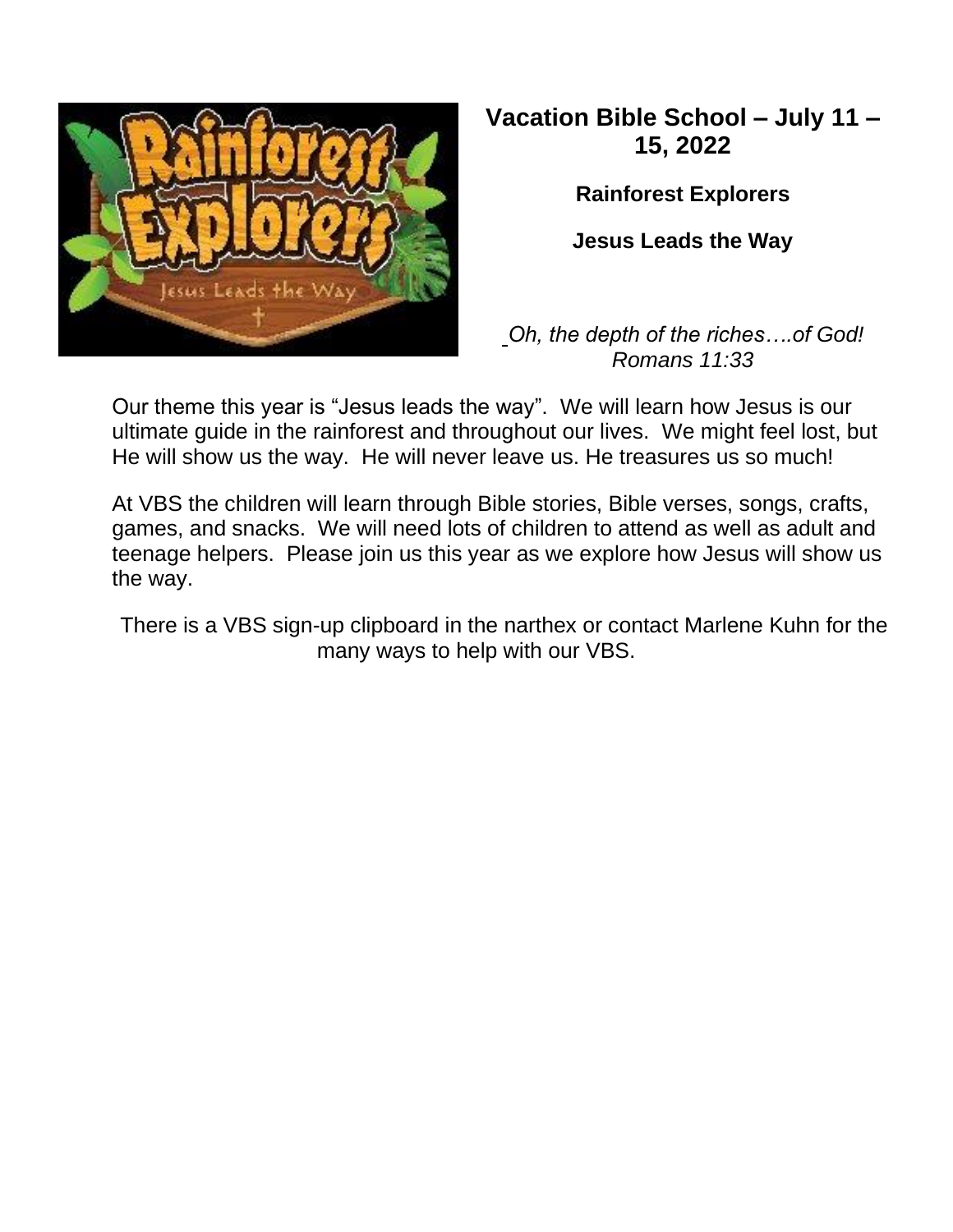## Vacation Bible School – July 11 – 15, 2022

**Rainforest Explorers**

**Jesus Leads the Way**

*Oh, the depth of the riches….of God!*
*Romans 11:33*

Our theme this year is "Jesus leads the way". We will learn how Jesus is our ultimate guide in the rainforest and throughout our lives. We might feel lost, but He will show us the way. He will never leave us. He treasures us so much!

At VBS the children will learn through Bible stories, Bible verses, songs, crafts, games, and snacks. We will need lots of children to attend as well as adult and teenage helpers. Please join us this year as we explore how Jesus will show us the way.

There is a VBS sign-up clipboard in the narthex or contact Marlene Kuhn for the many ways to help with our VBS.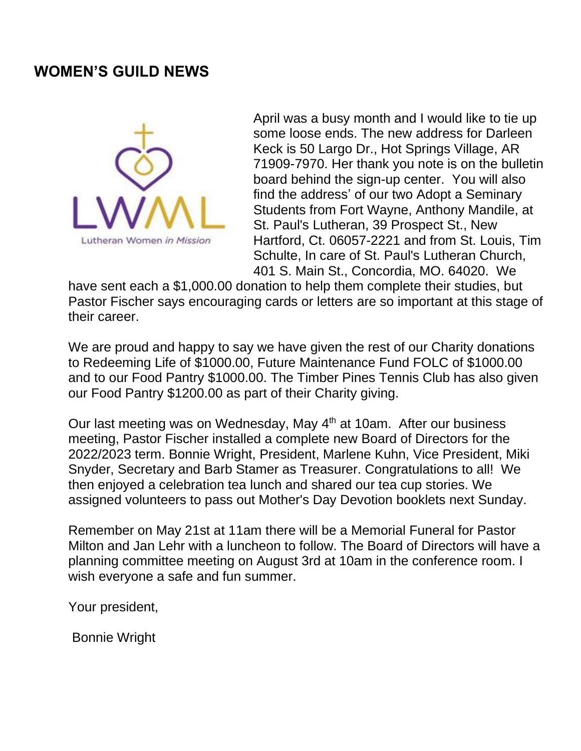## WOMEN'S GUILD NEWS

LWML

Lutheran Women *in Mission*

April was a busy month and I would like to tie up some loose ends. The new address for Darleen Keck is 50 Largo Dr., Hot Springs Village, AR 71909-7970. Her thank you note is on the bulletin board behind the sign-up center. You will also find the address' of our two Adopt a Seminary Students from Fort Wayne, Anthony Mandile, at St. Paul's Lutheran, 39 Prospect St., New Hartford, Ct. 06057-2221 and from St. Louis, Tim Schulte, In care of St. Paul's Lutheran Church, 401 S. Main St., Concordia, MO. 64020. We have sent each a $1,000.00 donation to help them complete their studies, but Pastor Fischer says encouraging cards or letters are so important at this stage of their career.

We are proud and happy to say we have given the rest of our Charity donations to Redeeming Life of $1000.00, Future Maintenance Fund FOLC of $1000.00 and to our Food Pantry $1000.00. The Timber Pines Tennis Club has also given our Food Pantry $1200.00 as part of their Charity giving.

Our last meeting was on Wednesday, May 4th at 10am. After our business meeting, Pastor Fischer installed a complete new Board of Directors for the 2022/2023 term. Bonnie Wright, President, Marlene Kuhn, Vice President, Miki Snyder, Secretary and Barb Stamer as Treasurer. Congratulations to all! We then enjoyed a celebration tea lunch and shared our tea cup stories. We assigned volunteers to pass out Mother's Day Devotion booklets next Sunday.

Remember on May 21st at 11am there will be a Memorial Funeral for Pastor Milton and Jan Lehr with a luncheon to follow. The Board of Directors will have a planning committee meeting on August 3rd at 10am in the conference room. I wish everyone a safe and fun summer.

Your president,

Bonnie Wright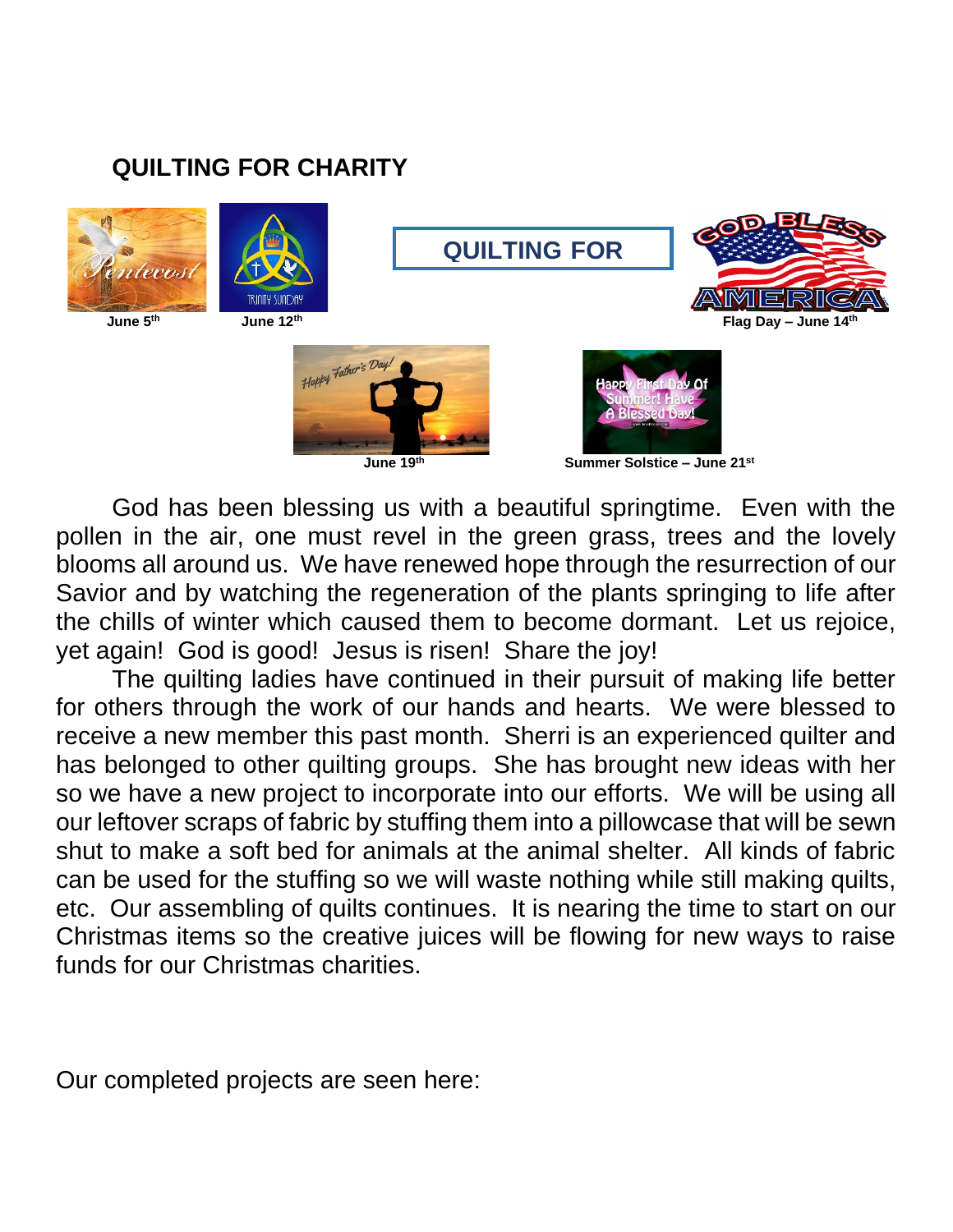## QUILTING FOR CHARITY

June 5th

June 12th

QUILTING FOR

Flag Day – June 14th

June 19th

Summer Solstice – June 21st

God has been blessing us with a beautiful springtime. Even with the pollen in the air, one must revel in the green grass, trees and the lovely blooms all around us. We have renewed hope through the resurrection of our Savior and by watching the regeneration of the plants springing to life after the chills of winter which caused them to become dormant. Let us rejoice, yet again! God is good! Jesus is risen! Share the joy!

The quilting ladies have continued in their pursuit of making life better for others through the work of our hands and hearts. We were blessed to receive a new member this past month. Sherri is an experienced quilter and has belonged to other quilting groups. She has brought new ideas with her so we have a new project to incorporate into our efforts. We will be using all our leftover scraps of fabric by stuffing them into a pillowcase that will be sewn shut to make a soft bed for animals at the animal shelter. All kinds of fabric can be used for the stuffing so we will waste nothing while still making quilts, etc. Our assembling of quilts continues. It is nearing the time to start on our Christmas items so the creative juices will be flowing for new ways to raise funds for our Christmas charities.

Our completed projects are seen here: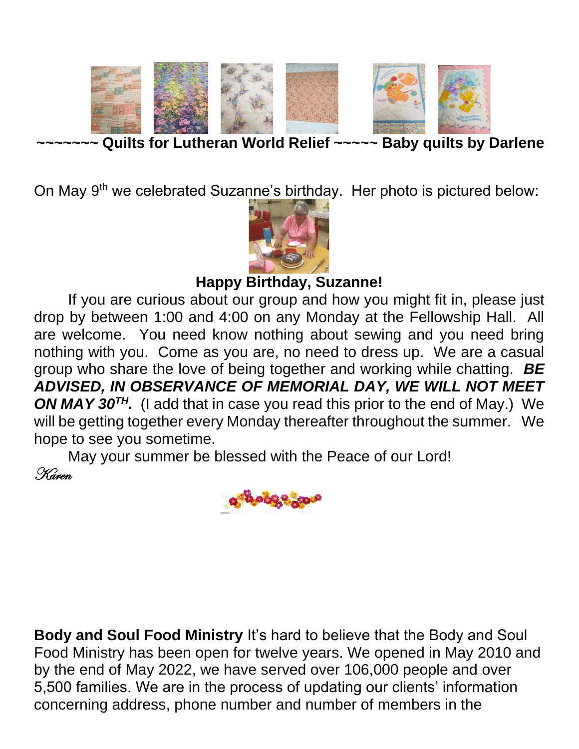**~~~~~~~ Quilts for Lutheran World Relief ~~~~~ Baby quilts by Darlene**

On May 9th we celebrated Suzanne's birthday. Her photo is pictured below:

**Happy Birthday, Suzanne!**

If you are curious about our group and how you might fit in, please just drop by between 1:00 and 4:00 on any Monday at the Fellowship Hall. All are welcome. You need know nothing about sewing and you need bring nothing with you. Come as you are, no need to dress up. We are a casual group who share the love of being together and working while chatting. ***BE ADVISED, IN OBSERVANCE OF MEMORIAL DAY, WE WILL NOT MEET ON MAY 30TH.*** (I add that in case you read this prior to the end of May.) We will be getting together every Monday thereafter throughout the summer. We hope to see you sometime.

May your summer be blessed with the Peace of our Lord!

*Karen*

**Body and Soul Food Ministry** It's hard to believe that the Body and Soul Food Ministry has been open for twelve years. We opened in May 2010 and by the end of May 2022, we have served over 106,000 people and over 5,500 families. We are in the process of updating our clients' information concerning address, phone number and number of members in the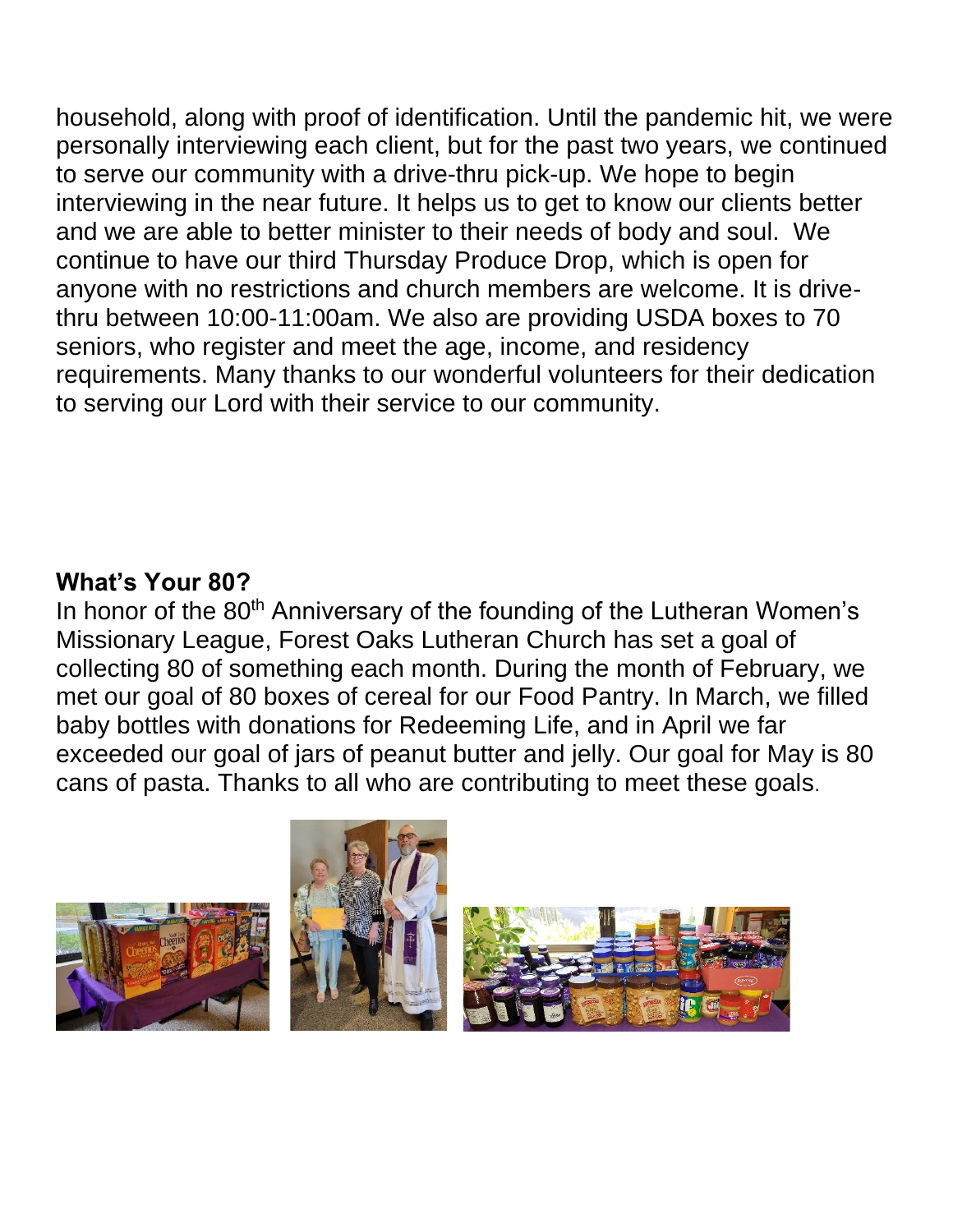household, along with proof of identification. Until the pandemic hit, we were personally interviewing each client, but for the past two years, we continued to serve our community with a drive-thru pick-up. We hope to begin interviewing in the near future. It helps us to get to know our clients better and we are able to better minister to their needs of body and soul. We continue to have our third Thursday Produce Drop, which is open for anyone with no restrictions and church members are welcome. It is drive-thru between 10:00-11:00am. We also are providing USDA boxes to 70 seniors, who register and meet the age, income, and residency requirements. Many thanks to our wonderful volunteers for their dedication to serving our Lord with their service to our community.

**What's Your 80?**

In honor of the 80th Anniversary of the founding of the Lutheran Women's Missionary League, Forest Oaks Lutheran Church has set a goal of collecting 80 of something each month. During the month of February, we met our goal of 80 boxes of cereal for our Food Pantry. In March, we filled baby bottles with donations for Redeeming Life, and in April we far exceeded our goal of jars of peanut butter and jelly. Our goal for May is 80 cans of pasta. Thanks to all who are contributing to meet these goals.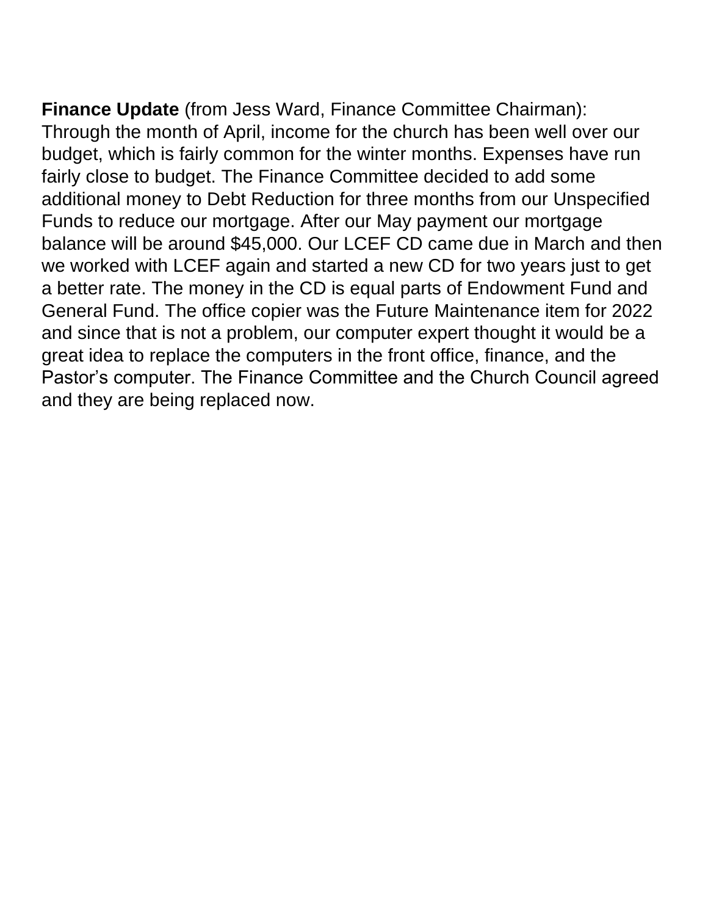**Finance Update** (from Jess Ward, Finance Committee Chairman): Through the month of April, income for the church has been well over our budget, which is fairly common for the winter months. Expenses have run fairly close to budget. The Finance Committee decided to add some additional money to Debt Reduction for three months from our Unspecified Funds to reduce our mortgage. After our May payment our mortgage balance will be around $45,000. Our LCEF CD came due in March and then we worked with LCEF again and started a new CD for two years just to get a better rate. The money in the CD is equal parts of Endowment Fund and General Fund. The office copier was the Future Maintenance item for 2022 and since that is not a problem, our computer expert thought it would be a great idea to replace the computers in the front office, finance, and the Pastor's computer. The Finance Committee and the Church Council agreed and they are being replaced now.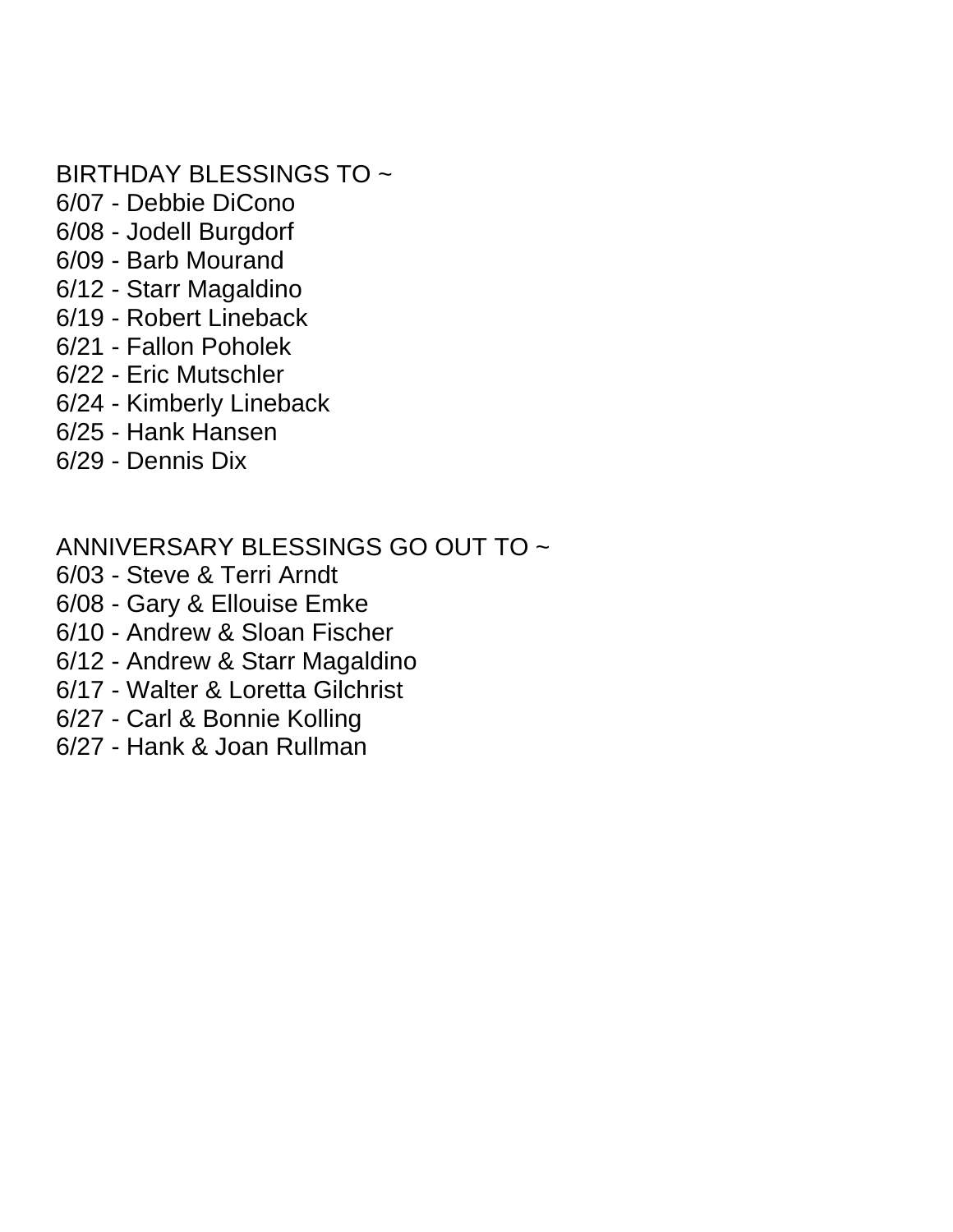BIRTHDAY BLESSINGS TO ~

6/07 - Debbie DiCono
6/08 - Jodell Burgdorf
6/09 - Barb Mourand
6/12 - Starr Magaldino
6/19 - Robert Lineback
6/21 - Fallon Poholek
6/22 - Eric Mutschler
6/24 - Kimberly Lineback
6/25 - Hank Hansen
6/29 - Dennis Dix

ANNIVERSARY BLESSINGS GO OUT TO ~

6/03 - Steve & Terri Arndt
6/08 - Gary & Ellouise Emke
6/10 - Andrew & Sloan Fischer
6/12 - Andrew & Starr Magaldino
6/17 - Walter & Loretta Gilchrist
6/27 - Carl & Bonnie Kolling
6/27 - Hank & Joan Rullman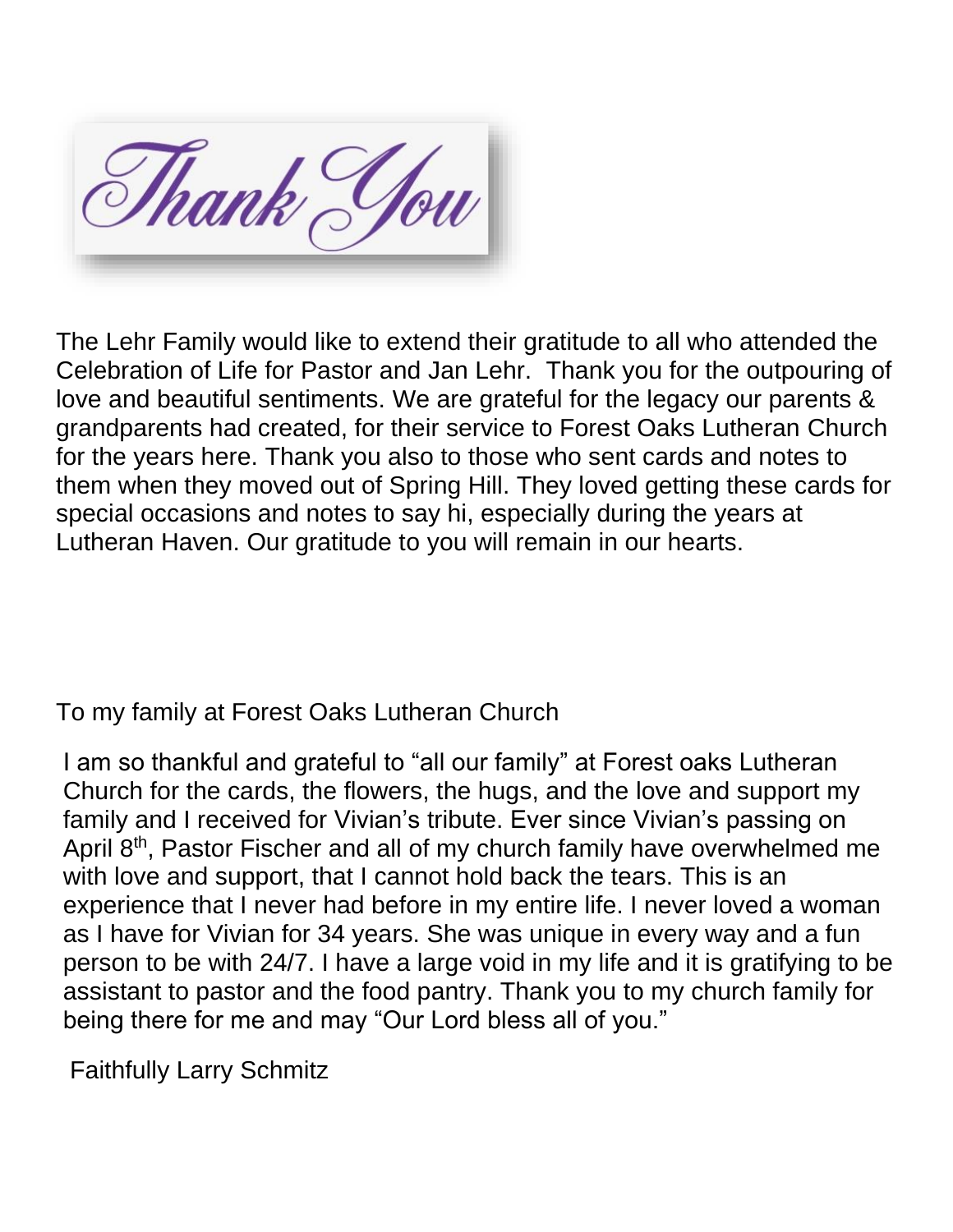# Thank You

The Lehr Family would like to extend their gratitude to all who attended the Celebration of Life for Pastor and Jan Lehr. Thank you for the outpouring of love and beautiful sentiments. We are grateful for the legacy our parents & grandparents had created, for their service to Forest Oaks Lutheran Church for the years here. Thank you also to those who sent cards and notes to them when they moved out of Spring Hill. They loved getting these cards for special occasions and notes to say hi, especially during the years at Lutheran Haven. Our gratitude to you will remain in our hearts.

To my family at Forest Oaks Lutheran Church

I am so thankful and grateful to "all our family" at Forest oaks Lutheran Church for the cards, the flowers, the hugs, and the love and support my family and I received for Vivian's tribute. Ever since Vivian's passing on April 8th, Pastor Fischer and all of my church family have overwhelmed me with love and support, that I cannot hold back the tears. This is an experience that I never had before in my entire life. I never loved a woman as I have for Vivian for 34 years. She was unique in every way and a fun person to be with 24/7. I have a large void in my life and it is gratifying to be assistant to pastor and the food pantry. Thank you to my church family for being there for me and may "Our Lord bless all of you."

Faithfully Larry Schmitz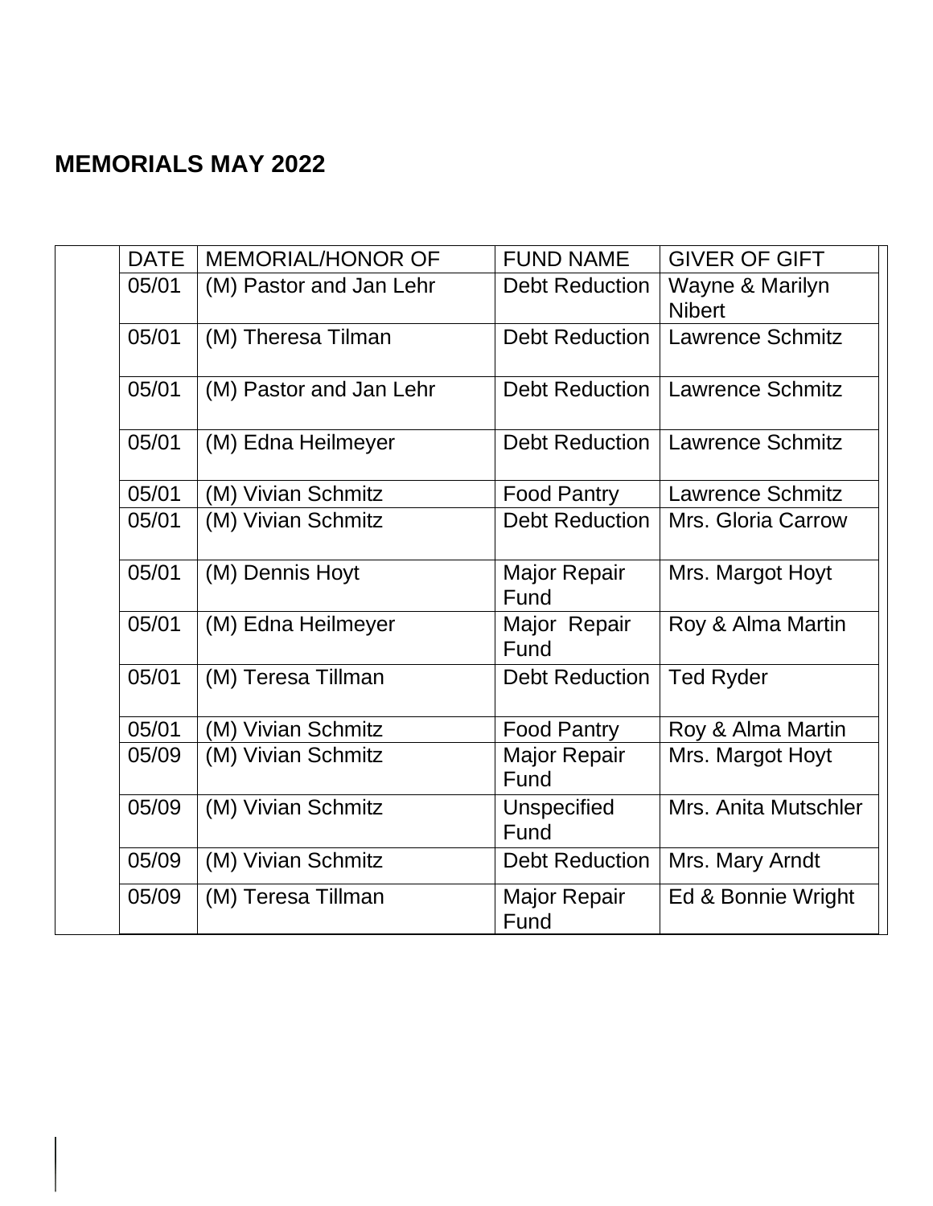## MEMORIALS MAY 2022

| DATE | MEMORIAL/HONOR OF | FUND NAME | GIVER OF GIFT |
| --- | --- | --- | --- |
| 05/01 | (M) Pastor and Jan Lehr | Debt Reduction | Wayne & Marilyn Nibert |
| 05/01 | (M) Theresa Tilman | Debt Reduction | Lawrence Schmitz |
| 05/01 | (M) Pastor and Jan Lehr | Debt Reduction | Lawrence Schmitz |
| 05/01 | (M) Edna Heilmeyer | Debt Reduction | Lawrence Schmitz |
| 05/01 | (M) Vivian Schmitz | Food Pantry | Lawrence Schmitz |
| 05/01 | (M) Vivian Schmitz | Debt Reduction | Mrs. Gloria Carrow |
| 05/01 | (M) Dennis Hoyt | Major Repair Fund | Mrs. Margot Hoyt |
| 05/01 | (M) Edna Heilmeyer | Major Repair Fund | Roy & Alma Martin |
| 05/01 | (M) Teresa Tillman | Debt Reduction | Ted Ryder |
| 05/01 | (M) Vivian Schmitz | Food Pantry | Roy & Alma Martin |
| 05/09 | (M) Vivian Schmitz | Major Repair Fund | Mrs. Margot Hoyt |
| 05/09 | (M) Vivian Schmitz | Unspecified Fund | Mrs. Anita Mutschler |
| 05/09 | (M) Vivian Schmitz | Debt Reduction | Mrs. Mary Arndt |
| 05/09 | (M) Teresa Tillman | Major Repair Fund | Ed & Bonnie Wright |